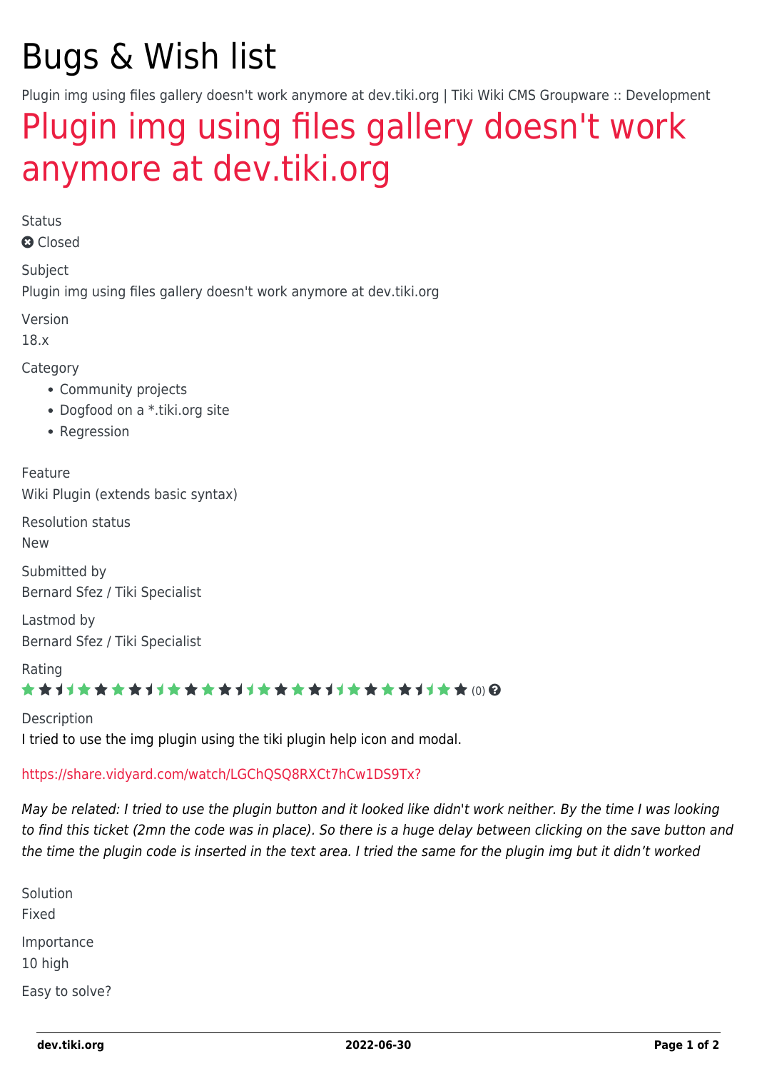# Bugs & Wish list

Plugin img using files gallery doesn't work anymore at dev.tiki.org | Tiki Wiki CMS Groupware :: Development

## Plugin img using files gallery doesn't work anymore at dev.tiki.org

Status

Closed

Subject

Plugin img using files gallery doesn't work anymore at dev.tiki.org

Version

18.x

Category

- Community projects
- Dogfood on a *.tiki.org site
- Regression

Feature

Wiki Plugin (extends basic syntax)

Resolution status

New

Submitted by

Bernard Sfez / Tiki Specialist

Lastmod by

Bernard Sfez / Tiki Specialist

Rating

(0)

Description

I tried to use the img plugin using the tiki plugin help icon and modal.

https://share.vidyard.com/watch/LGChQSQ8RXCt7hCw1DS9Tx?

*May be related: I tried to use the plugin button and it looked like didn't work neither. By the time I was looking to find this ticket (2mn the code was in place). So there is a huge delay between clicking on the save button and the time the plugin code is inserted in the text area. I tried the same for the plugin img but it didn’t worked*

Solution

Fixed

Importance

10 high

Easy to solve?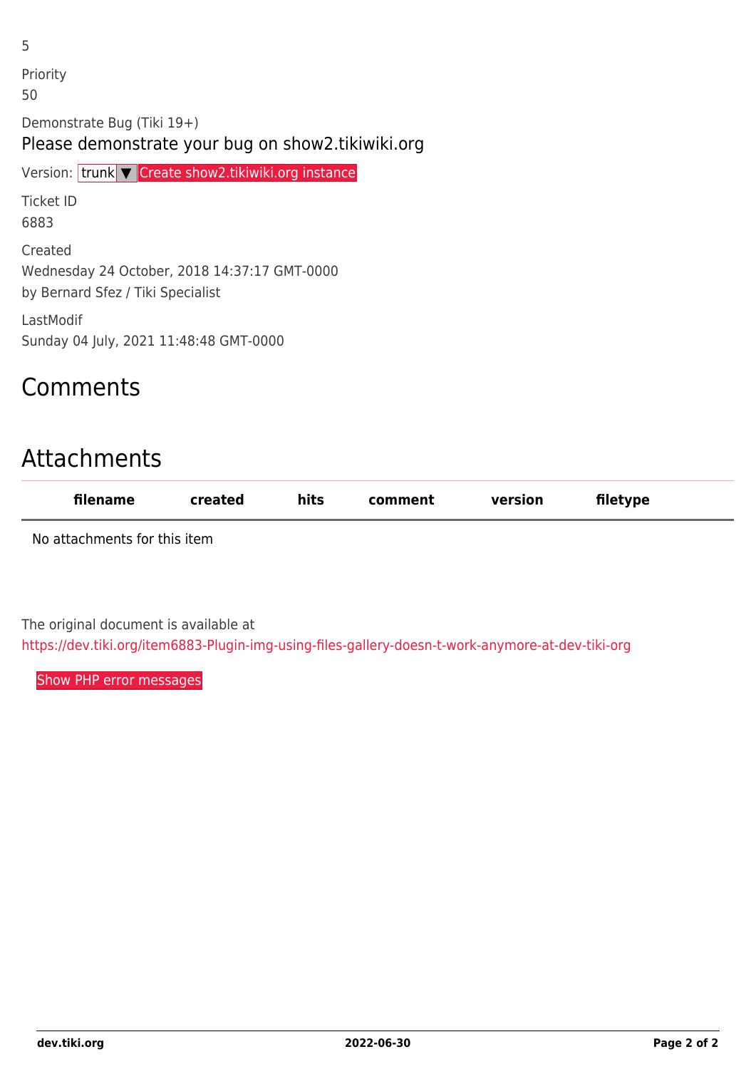5

Priority

50

Demonstrate Bug (Tiki 19+)

Please demonstrate your bug on show2.tikiwiki.org

Version: trunk ▼ Create show2.tikiwiki.org instance

Ticket ID

6883

Created

Wednesday 24 October, 2018 14:37:17 GMT-0000

by Bernard Sfez / Tiki Specialist

LastModif

Sunday 04 July, 2021 11:48:48 GMT-0000

## Comments

## Attachments

| filename | created | hits | comment | version | filetype |
|---|---|---|---|---|---|
| No attachments for this item | | | | | |

The original document is available at https://dev.tiki.org/item6883-Plugin-img-using-files-gallery-doesn-t-work-anymore-at-dev-tiki-org

Show PHP error messages